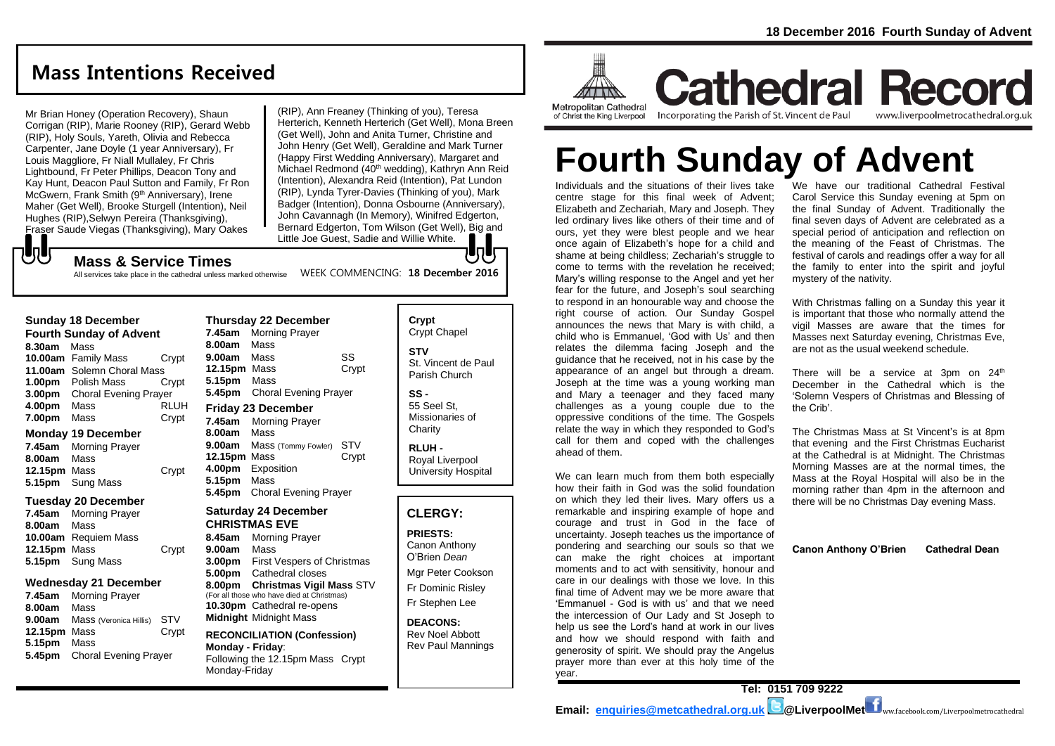# Mass Intentions Received

Mr Brian Honey (Operation Recovery), Shaun Corrigan (RIP), Marie Rooney (RIP), Gerard Webb (RIP), Holy Souls, Yareth, Olivia and Rebecca Carpenter, Jane Doyle (1 year Anniversary), Fr Louis Maggliore, Fr Niall Mullaley, Fr Chris Lightbound, Fr Peter Phillips, Deacon Tony and Kay Hunt, Deacon Paul Sutton and Family, Fr Ron McGwern, Frank Smith (9th Anniversary), Irene Maher (Get Well), Brooke Sturgell (Intention), Neil Hughes (RIP), Selwyn Pereira (Thanksgiving), Fraser Saude Viegas (Thanksgiving), Mary Oakes (RIP), Ann Freaney (Thinking of you), Teresa Herterich, Kenneth Herterich (Get Well), Mona Breen (Get Well), John and Anita Turner, Christine and John Henry (Get Well), Geraldine and Mark Turner (Happy First Wedding Anniversary), Margaret and Michael Redmond (40th wedding), Kathryn Ann Reid (Intention), Alexandra Reid (Intention), Pat Lundon (RIP), Lynda Tyrer-Davies (Thinking of you), Mark Badger (Intention), Donna Osbourne (Anniversary), John Cavannagh (In Memory), Winifred Edgerton, Bernard Edgerton, Tom Wilson (Get Well), Big and Little Joe Guest, Sadie and Willie White.

## Mass & Service Times

All services take place in the cathedral unless marked otherwise

WEEK COMMENCING: **18 December 2016**

### Sunday 18 December
**Fourth Sunday of Advent**

**8.30am** Mass
**10.00am** Family Mass — Crypt
**11.00am** Solemn Choral Mass
**1.00pm** Polish Mass — Crypt
**3.00pm** Choral Evening Prayer
**4.00pm** Mass — RLUH
**7.00pm** Mass — Crypt

### Monday 19 December

**7.45am** Morning Prayer
**8.00am** Mass
**12.15pm** Mass — Crypt
**5.15pm** Sung Mass

### Tuesday 20 December

**7.45am** Morning Prayer
**8.00am** Mass
**10.00am** Requiem Mass
**12.15pm** Mass — Crypt
**5.15pm** Sung Mass

### Wednesday 21 December

**7.45am** Morning Prayer
**8.00am** Mass
**9.00am** Mass (Veronica Hillis) — STV
**12.15pm** Mass — Crypt
**5.15pm** Mass
**5.45pm** Choral Evening Prayer

### Thursday 22 December

**7.45am** Morning Prayer
**8.00am** Mass
**9.00am** Mass — SS
**12.15pm** Mass — Crypt
**5.15pm** Mass
**5.45pm** Choral Evening Prayer

### Friday 23 December

**7.45am** Morning Prayer
**8.00am** Mass
**9.00am** Mass (Tommy Fowler) — STV
**12.15pm** Mass — Crypt
**4.00pm** Exposition
**5.15pm** Mass
**5.45pm** Choral Evening Prayer

### Saturday 24 December
**CHRISTMAS EVE**

**8.45am** Morning Prayer
**9.00am** Mass
**3.00pm** First Vespers of Christmas
**5.00pm** Cathedral closes
**8.00pm Christmas Vigil Mass** STV
(For all those who have died at Christmas)
**10.30pm** Cathedral re-opens
**Midnight** Midnight Mass

**RECONCILIATION (Confession)**
**Monday - Friday**:
Following the 12.15pm Mass Crypt
Monday-Friday

**Crypt**
Crypt Chapel

**STV**
St. Vincent de Paul Parish Church

**SS -**
55 Seel St, Missionaries of Charity

**RLUH -**
Royal Liverpool University Hospital

## CLERGY:

**PRIESTS:**
Canon Anthony O'Brien *Dean*
Mgr Peter Cookson
Fr Dominic Risley
Fr Stephen Lee

**DEACONS:**
Rev Noel Abbott
Rev Paul Mannings

**18 December 2016 Fourth Sunday of Advent**

Metropolitan Cathedral of Christ the King Liverpool

# Cathedral Record

Incorporating the Parish of St. Vincent de Paul

www.liverpoolmetrocathedral.org.uk

# Fourth Sunday of Advent

Individuals and the situations of their lives take centre stage for this final week of Advent; Elizabeth and Zechariah, Mary and Joseph. They led ordinary lives like others of their time and of ours, yet they were blest people and we hear once again of Elizabeth's hope for a child and shame at being childless; Zechariah's struggle to come to terms with the revelation he received; Mary's willing response to the Angel and yet her fear for the future, and Joseph's soul searching to respond in an honourable way and choose the right course of action. Our Sunday Gospel announces the news that Mary is with child, a child who is Emmanuel, 'God with Us' and then relates the dilemma facing Joseph and the guidance that he received, not in his case by the appearance of an angel but through a dream. Joseph at the time was a young working man and Mary a teenager and they faced many challenges as a young couple due to the oppressive conditions of the time. The Gospels relate the way in which they responded to God's call for them and coped with the challenges ahead of them.

We can learn much from them both especially how their faith in God was the solid foundation on which they led their lives. Mary offers us a remarkable and inspiring example of hope and courage and trust in God in the face of uncertainty. Joseph teaches us the importance of pondering and searching our souls so that we can make the right choices at important moments and to act with sensitivity, honour and care in our dealings with those we love. In this final time of Advent may we be more aware that 'Emmanuel - God is with us' and that we need the intercession of Our Lady and St Joseph to help us see the Lord's hand at work in our lives and how we should respond with faith and generosity of spirit. We should pray the Angelus prayer more than ever at this holy time of the year.

We have our traditional Cathedral Festival Carol Service this Sunday evening at 5pm on the final Sunday of Advent. Traditionally the final seven days of Advent are celebrated as a special period of anticipation and reflection on the meaning of the Feast of Christmas. The festival of carols and readings offer a way for all the family to enter into the spirit and joyful mystery of the nativity.

With Christmas falling on a Sunday this year it is important that those who normally attend the vigil Masses are aware that the times for Masses next Saturday evening, Christmas Eve, are not as the usual weekend schedule.

There will be a service at 3pm on 24th December in the Cathedral which is the 'Solemn Vespers of Christmas and Blessing of the Crib'.

The Christmas Mass at St Vincent's is at 8pm that evening and the First Christmas Eucharist at the Cathedral is at Midnight. The Christmas Morning Masses are at the normal times, the Mass at the Royal Hospital will also be in the morning rather than 4pm in the afternoon and there will be no Christmas Day evening Mass.

**Canon Anthony O'Brien Cathedral Dean**

**Tel: 0151 709 9222**

**Email: enquiries@metcathedral.org.uk @LiverpoolMet** www.facebook.com/Liverpoolmetrocathedral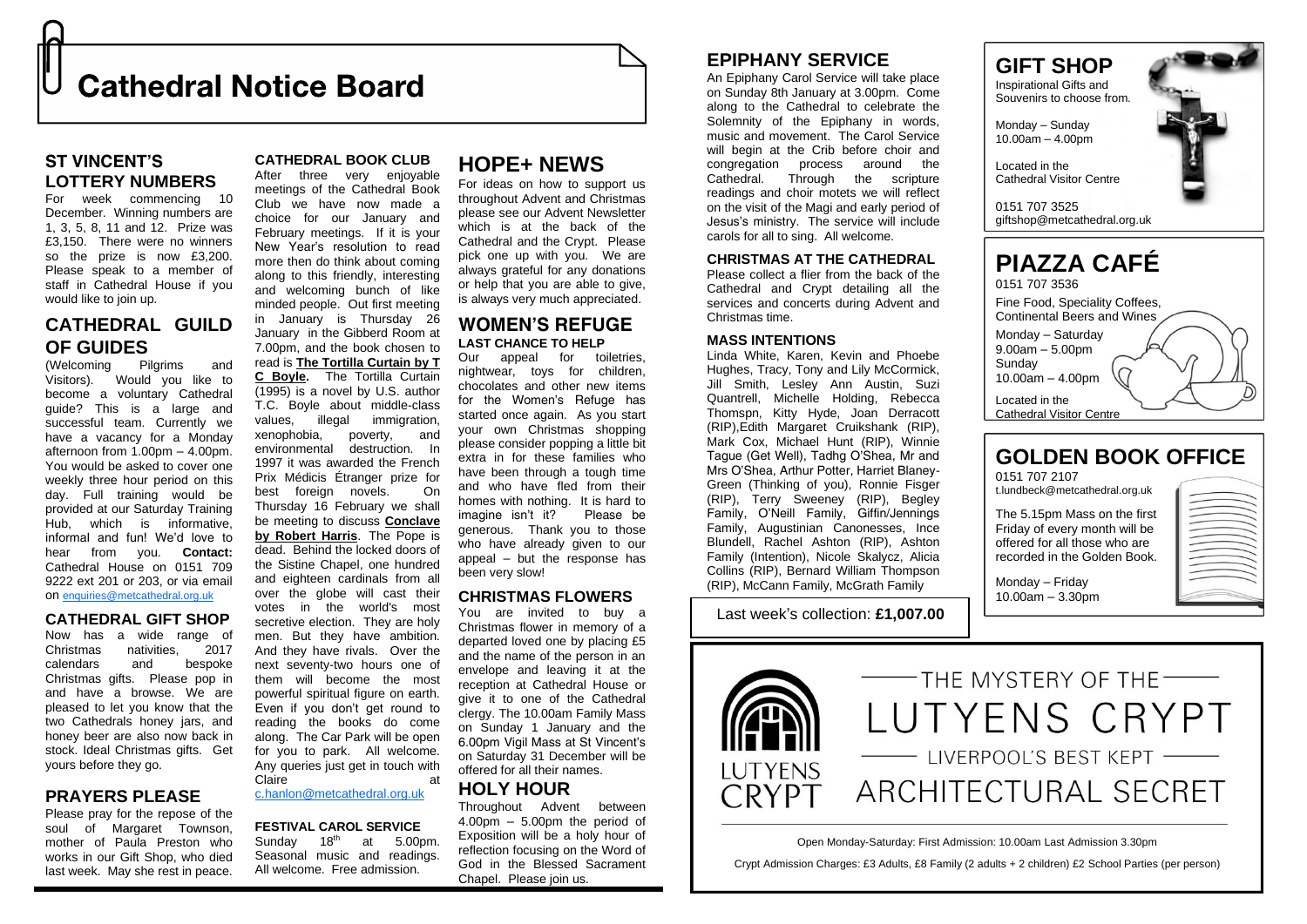# Cathedral Notice Board

## ST VINCENT'S LOTTERY NUMBERS

For week commencing 10 December. Winning numbers are 1, 3, 5, 8, 11 and 12. Prize was £3,150. There were no winners so the prize is now £3,200. Please speak to a member of staff in Cathedral House if you would like to join up.

## CATHEDRAL GUILD OF GUIDES

(Welcoming Pilgrims and Visitors). Would you like to become a voluntary Cathedral guide? This is a large and successful team. Currently we have a vacancy for a Monday afternoon from 1.00pm – 4.00pm. You would be asked to cover one weekly three hour period on this day. Full training would be provided at our Saturday Training Hub, which is informative, informal and fun! We'd love to hear from you. **Contact:** Cathedral House on 0151 709 9222 ext 201 or 203, or via email on enquiries@metcathedral.org.uk

### CATHEDRAL GIFT SHOP

Now has a wide range of Christmas nativities, 2017 calendars and bespoke Christmas gifts. Please pop in and have a browse. We are pleased to let you know that the two Cathedrals honey jars, and honey beer are also now back in stock. Ideal Christmas gifts. Get yours before they go.

## PRAYERS PLEASE

Please pray for the repose of the soul of Margaret Townson, mother of Paula Preston who works in our Gift Shop, who died last week. May she rest in peace.

### CATHEDRAL BOOK CLUB

After three very enjoyable meetings of the Cathedral Book Club we have now made a choice for our January and February meetings. If it is your New Year's resolution to read more then do think about coming along to this friendly, interesting and welcoming bunch of like minded people. Out first meeting in January is Thursday 26 January in the Gibberd Room at 7.00pm, and the book chosen to read is **The Tortilla Curtain by T C Boyle.** The Tortilla Curtain (1995) is a novel by U.S. author T.C. Boyle about middle-class values, illegal immigration, xenophobia, poverty, and environmental destruction. In 1997 it was awarded the French Prix Médicis Étranger prize for best foreign novels. On Thursday 16 February we shall be meeting to discuss **Conclave by Robert Harris**. The Pope is dead. Behind the locked doors of the Sistine Chapel, one hundred and eighteen cardinals from all over the globe will cast their votes in the world's most secretive election. They are holy men. But they have ambition. And they have rivals. Over the next seventy-two hours one of them will become the most powerful spiritual figure on earth. Even if you don't get round to reading the books do come along. The Car Park will be open for you to park. All welcome. Any queries just get in touch with Claire at c.hanlon@metcathedral.org.uk

### FESTIVAL CAROL SERVICE

Sunday 18th at 5.00pm. Seasonal music and readings. All welcome. Free admission.

## HOPE+ NEWS

For ideas on how to support us throughout Advent and Christmas please see our Advent Newsletter which is at the back of the Cathedral and the Crypt. Please pick one up with you. We are always grateful for any donations or help that you are able to give, is always very much appreciated.

## WOMEN'S REFUGE

### LAST CHANCE TO HELP

Our appeal for toiletries, nightwear, toys for children, chocolates and other new items for the Women's Refuge has started once again. As you start your own Christmas shopping please consider popping a little bit extra in for these families who have been through a tough time and who have fled from their homes with nothing. It is hard to imagine isn't it? Please be generous. Thank you to those who have already given to our appeal – but the response has been very slow!

### CHRISTMAS FLOWERS

You are invited to buy a Christmas flower in memory of a departed loved one by placing £5 and the name of the person in an envelope and leaving it at the reception at Cathedral House or give it to one of the Cathedral clergy. The 10.00am Family Mass on Sunday 1 January and the 6.00pm Vigil Mass at St Vincent's on Saturday 31 December will be offered for all their names.

## HOLY HOUR

Throughout Advent between 4.00pm – 5.00pm the period of Exposition will be a holy hour of reflection focusing on the Word of God in the Blessed Sacrament Chapel. Please join us.

## EPIPHANY SERVICE

An Epiphany Carol Service will take place on Sunday 8th January at 3.00pm. Come along to the Cathedral to celebrate the Solemnity of the Epiphany in words, music and movement. The Carol Service will begin at the Crib before choir and congregation process around the Cathedral. Through the scripture readings and choir motets we will reflect on the visit of the Magi and early period of Jesus's ministry. The service will include carols for all to sing. All welcome.

### CHRISTMAS AT THE CATHEDRAL

Please collect a flier from the back of the Cathedral and Crypt detailing all the services and concerts during Advent and Christmas time.

### MASS INTENTIONS

Linda White, Karen, Kevin and Phoebe Hughes, Tracy, Tony and Lily McCormick, Jill Smith, Lesley Ann Austin, Suzi Quantrell, Michelle Holding, Rebecca Thomspn, Kitty Hyde, Joan Derracott (RIP),Edith Margaret Cruikshank (RIP), Mark Cox, Michael Hunt (RIP), Winnie Tague (Get Well), Tadhg O'Shea, Mr and Mrs O'Shea, Arthur Potter, Harriet Blaney-Green (Thinking of you), Ronnie Fisger (RIP), Terry Sweeney (RIP), Begley Family, O'Neill Family, Giffin/Jennings Family, Augustinian Canonesses, Ince Blundell, Rachel Ashton (RIP), Ashton Family (Intention), Nicole Skalycz, Alicia Collins (RIP), Bernard William Thompson (RIP), McCann Family, McGrath Family

Last week's collection: **£1,007.00**

## GIFT SHOP

Inspirational Gifts and Souvenirs to choose from.

Monday – Sunday
10.00am – 4.00pm

Located in the Cathedral Visitor Centre

0151 707 3525
giftshop@metcathedral.org.uk

## PIAZZA CAFÉ

0151 707 3536

Fine Food, Speciality Coffees, Continental Beers and Wines

Monday – Saturday
9.00am – 5.00pm
Sunday
10.00am – 4.00pm

Located in the Cathedral Visitor Centre

## GOLDEN BOOK OFFICE

0151 707 2107
t.lundbeck@metcathedral.org.uk

The 5.15pm Mass on the first Friday of every month will be offered for all those who are recorded in the Golden Book.

Monday – Friday
10.00am – 3.30pm

LUTYENS CRYPT

THE MYSTERY OF THE LUTYENS CRYPT — LIVERPOOL'S BEST KEPT — ARCHITECTURAL SECRET

Open Monday-Saturday: First Admission: 10.00am Last Admission 3.30pm

Crypt Admission Charges: £3 Adults, £8 Family (2 adults + 2 children) £2 School Parties (per person)